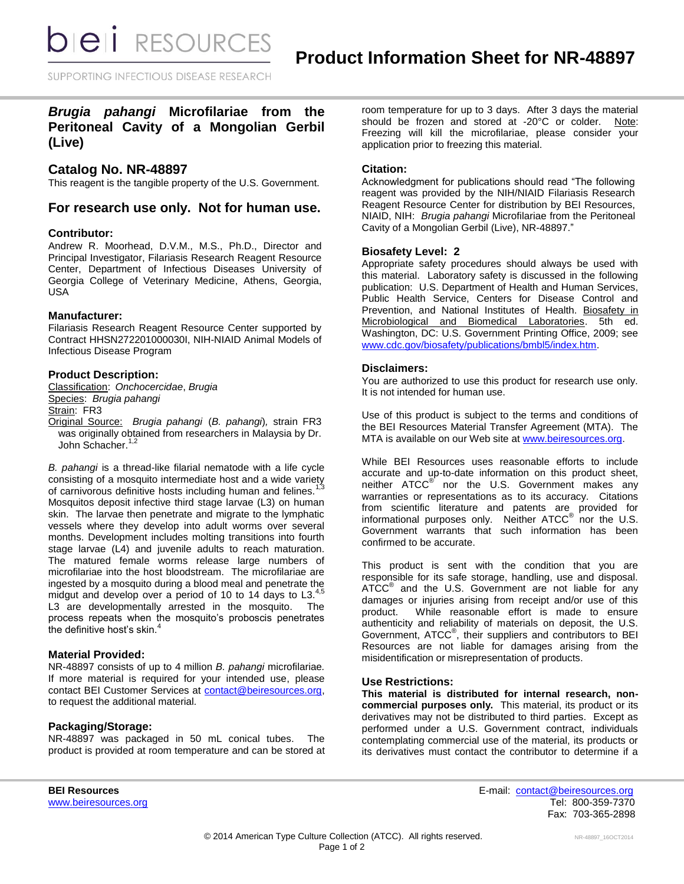# Product Information Sheet for NR-48897

## *Brugia pahangi* Microfilariae from the Peritoneal Cavity of a Mongolian Gerbil (Live)

## Catalog No. NR-48897

This reagent is the tangible property of the U.S. Government.

## For research use only. Not for human use.

### Contributor:

Andrew R. Moorhead, D.V.M., M.S., Ph.D., Director and Principal Investigator, Filariasis Research Reagent Resource Center, Department of Infectious Diseases University of Georgia College of Veterinary Medicine, Athens, Georgia, USA

### Manufacturer:

Filariasis Research Reagent Resource Center supported by Contract HHSN272201000030I, NIH-NIAID Animal Models of Infectious Disease Program

### Product Description:

Classification: *Onchocercidae*, *Brugia*
Species: *Brugia pahangi*
Strain: FR3
Original Source: *Brugia pahangi* (*B. pahangi*), strain FR3 was originally obtained from researchers in Malaysia by Dr. John Schacher.[1,2]

*B. pahangi* is a thread-like filarial nematode with a life cycle consisting of a mosquito intermediate host and a wide variety of carnivorous definitive hosts including human and felines.[1,3] Mosquitos deposit infective third stage larvae (L3) on human skin. The larvae then penetrate and migrate to the lymphatic vessels where they develop into adult worms over several months. Development includes molting transitions into fourth stage larvae (L4) and juvenile adults to reach maturation. The matured female worms release large numbers of microfilariae into the host bloodstream. The microfilariae are ingested by a mosquito during a blood meal and penetrate the midgut and develop over a period of 10 to 14 days to L3.[4,5] L3 are developmentally arrested in the mosquito. The process repeats when the mosquito's proboscis penetrates the definitive host's skin.[4]

### Material Provided:

NR-48897 consists of up to 4 million *B. pahangi* microfilariae. If more material is required for your intended use, please contact BEI Customer Services at contact@beiresources.org, to request the additional material.

### Packaging/Storage:

NR-48897 was packaged in 50 mL conical tubes. The product is provided at room temperature and can be stored at room temperature for up to 3 days. After 3 days the material should be frozen and stored at -20°C or colder. Note: Freezing will kill the microfilariae, please consider your application prior to freezing this material.

### Citation:

Acknowledgment for publications should read "The following reagent was provided by the NIH/NIAID Filariasis Research Reagent Resource Center for distribution by BEI Resources, NIAID, NIH: *Brugia pahangi* Microfilariae from the Peritoneal Cavity of a Mongolian Gerbil (Live), NR-48897."

### Biosafety Level: 2

Appropriate safety procedures should always be used with this material. Laboratory safety is discussed in the following publication: U.S. Department of Health and Human Services, Public Health Service, Centers for Disease Control and Prevention, and National Institutes of Health. Biosafety in Microbiological and Biomedical Laboratories. 5th ed. Washington, DC: U.S. Government Printing Office, 2009; see www.cdc.gov/biosafety/publications/bmbl5/index.htm.

### Disclaimers:

You are authorized to use this product for research use only. It is not intended for human use.

Use of this product is subject to the terms and conditions of the BEI Resources Material Transfer Agreement (MTA). The MTA is available on our Web site at www.beiresources.org.

While BEI Resources uses reasonable efforts to include accurate and up-to-date information on this product sheet, neither ATCC® nor the U.S. Government makes any warranties or representations as to its accuracy. Citations from scientific literature and patents are provided for informational purposes only. Neither ATCC® nor the U.S. Government warrants that such information has been confirmed to be accurate.

This product is sent with the condition that you are responsible for its safe storage, handling, use and disposal. ATCC® and the U.S. Government are not liable for any damages or injuries arising from receipt and/or use of this product. While reasonable effort is made to ensure authenticity and reliability of materials on deposit, the U.S. Government, ATCC®, their suppliers and contributors to BEI Resources are not liable for damages arising from the misidentification or misrepresentation of products.

### Use Restrictions:

**This material is distributed for internal research, non-commercial purposes only.** This material, its product or its derivatives may not be distributed to third parties. Except as performed under a U.S. Government contract, individuals contemplating commercial use of the material, its products or its derivatives must contact the contributor to determine if a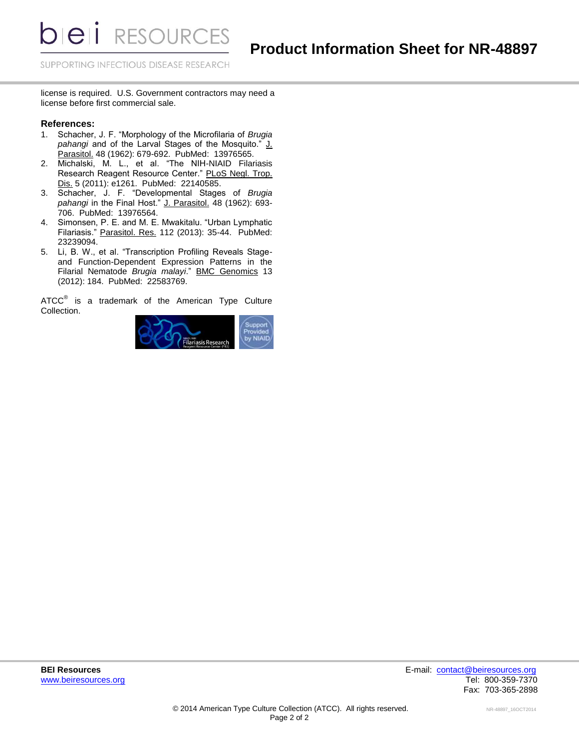license is required. U.S. Government contractors may need a license before first commercial sale.

**References:**

1. Schacher, J. F. "Morphology of the Microfilaria of *Brugia pahangi* and of the Larval Stages of the Mosquito." J. Parasitol. 48 (1962): 679-692. PubMed: 13976565.
2. Michalski, M. L., et al. "The NIH-NIAID Filariasis Research Reagent Resource Center." PLoS Negl. Trop. Dis. 5 (2011): e1261. PubMed: 22140585.
3. Schacher, J. F. "Developmental Stages of *Brugia pahangi* in the Final Host." J. Parasitol. 48 (1962): 693-706. PubMed: 13976564.
4. Simonsen, P. E. and M. E. Mwakitalu. "Urban Lymphatic Filariasis." Parasitol. Res. 112 (2013): 35-44. PubMed: 23239094.
5. Li, B. W., et al. "Transcription Profiling Reveals Stage- and Function-Dependent Expression Patterns in the Filarial Nematode *Brugia malayi*." BMC Genomics 13 (2012): 184. PubMed: 22583769.

ATCC® is a trademark of the American Type Culture Collection.

**BEI Resources**
www.beiresources.org

E-mail: contact@beiresources.org
Tel: 800-359-7370
Fax: 703-365-2898

© 2014 American Type Culture Collection (ATCC). All rights reserved.

NR-48897_16OCT2014